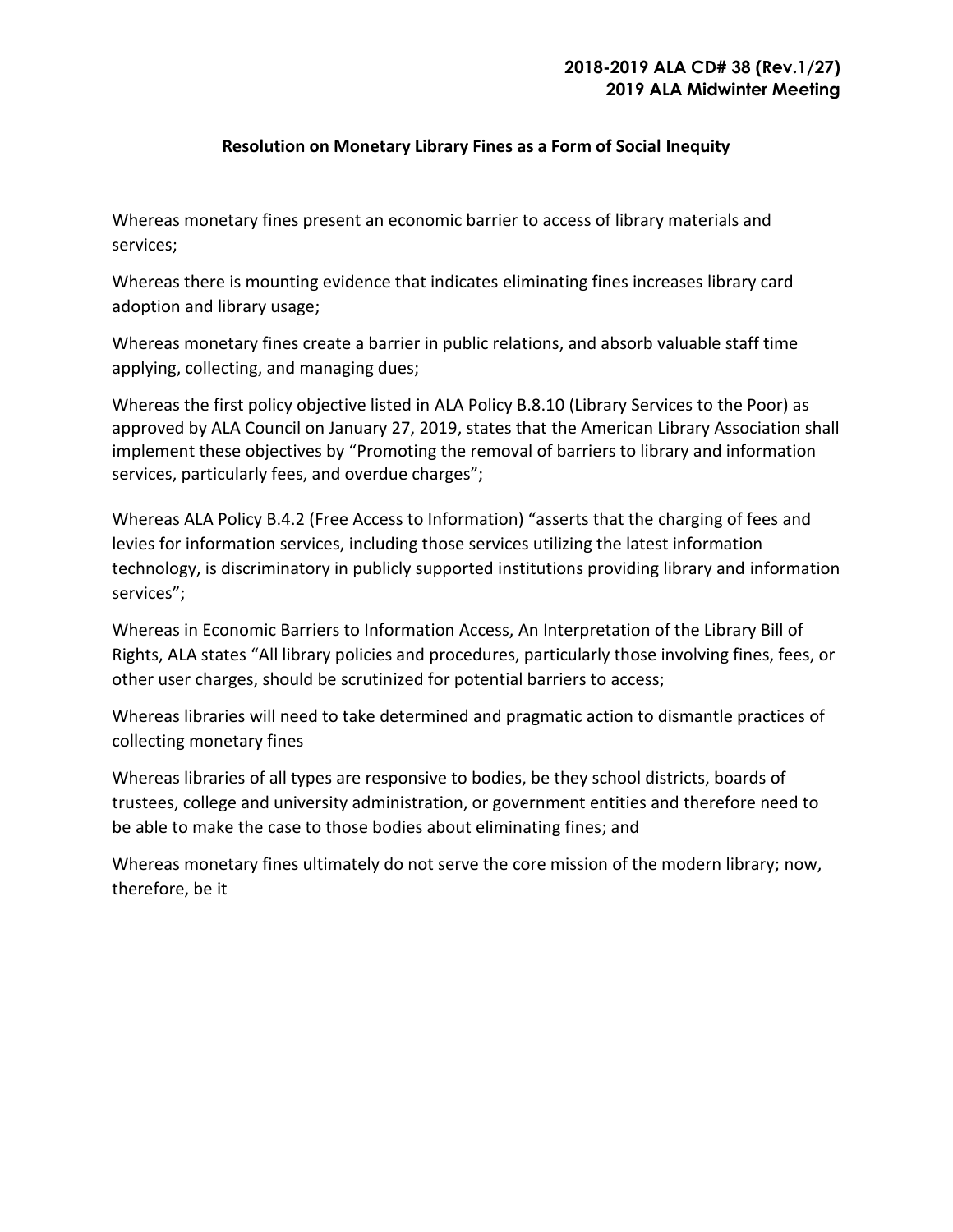**2018-2019 ALA CD# 38 (Rev.1/27)**
**2019 ALA Midwinter Meeting**

**Resolution on Monetary Library Fines as a Form of Social Inequity**

Whereas monetary fines present an economic barrier to access of library materials and services;

Whereas there is mounting evidence that indicates eliminating fines increases library card adoption and library usage;

Whereas monetary fines create a barrier in public relations, and absorb valuable staff time applying, collecting, and managing dues;

Whereas the first policy objective listed in ALA Policy B.8.10 (Library Services to the Poor) as approved by ALA Council on January 27, 2019, states that the American Library Association shall implement these objectives by "Promoting the removal of barriers to library and information services, particularly fees, and overdue charges";

Whereas ALA Policy B.4.2 (Free Access to Information) "asserts that the charging of fees and levies for information services, including those services utilizing the latest information technology, is discriminatory in publicly supported institutions providing library and information services";

Whereas in Economic Barriers to Information Access, An Interpretation of the Library Bill of Rights, ALA states "All library policies and procedures, particularly those involving fines, fees, or other user charges, should be scrutinized for potential barriers to access;

Whereas libraries will need to take determined and pragmatic action to dismantle practices of collecting monetary fines

Whereas libraries of all types are responsive to bodies, be they school districts, boards of trustees, college and university administration, or government entities and therefore need to be able to make the case to those bodies about eliminating fines; and

Whereas monetary fines ultimately do not serve the core mission of the modern library; now, therefore, be it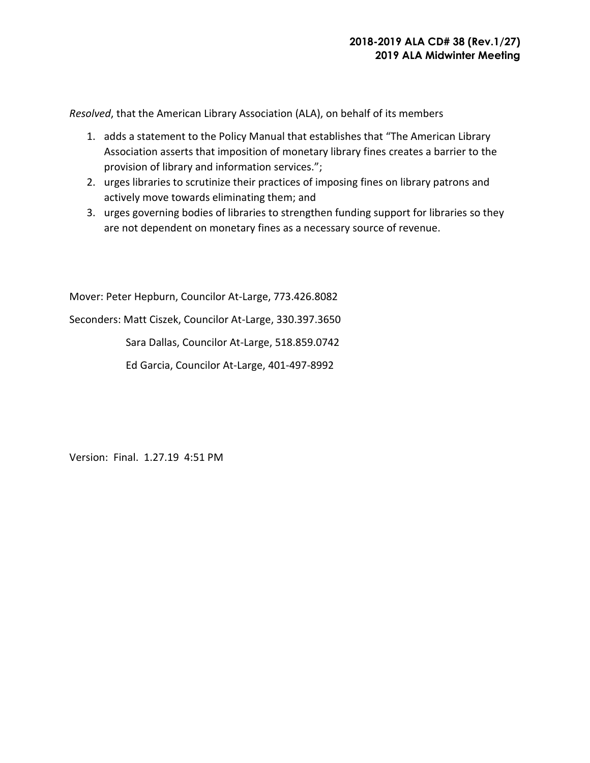*Resolved*, that the American Library Association (ALA), on behalf of its members

1. adds a statement to the Policy Manual that establishes that "The American Library Association asserts that imposition of monetary library fines creates a barrier to the provision of library and information services.";
2. urges libraries to scrutinize their practices of imposing fines on library patrons and actively move towards eliminating them; and
3. urges governing bodies of libraries to strengthen funding support for libraries so they are not dependent on monetary fines as a necessary source of revenue.

Mover: Peter Hepburn, Councilor At-Large, 773.426.8082

Seconders: Matt Ciszek, Councilor At-Large, 330.397.3650

Sara Dallas, Councilor At-Large, 518.859.0742

Ed Garcia, Councilor At-Large, 401-497-8992

Version: Final. 1.27.19 4:51 PM